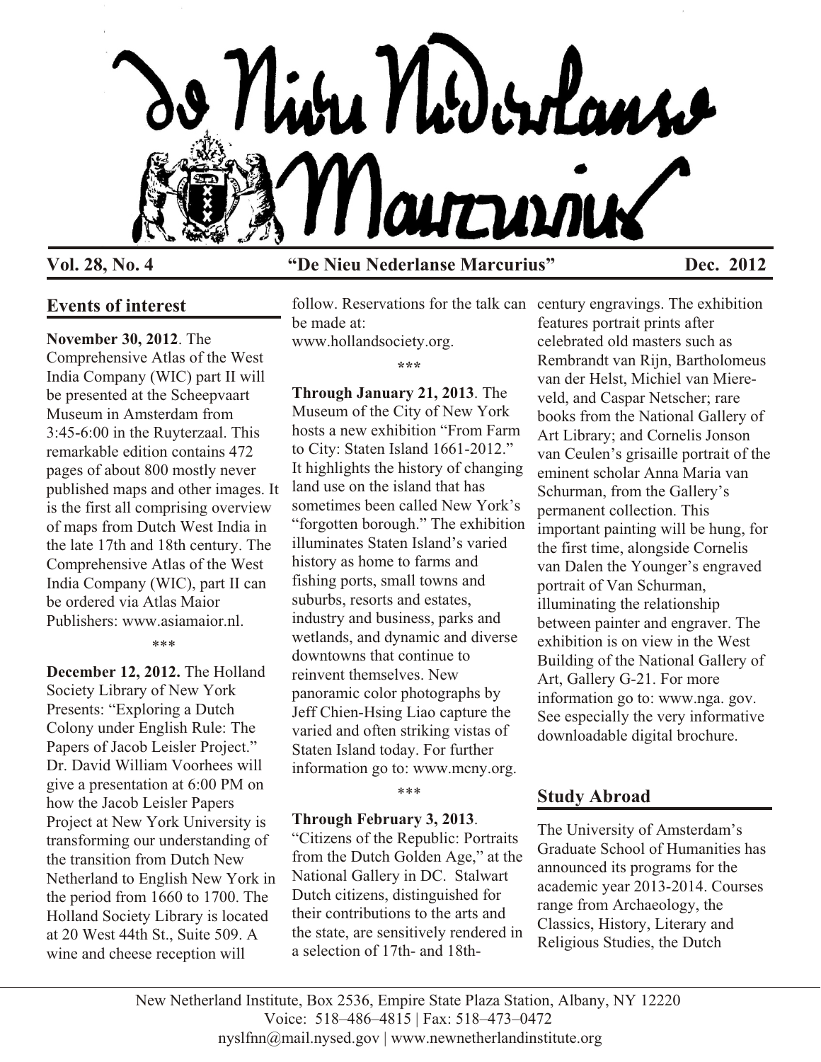# De Nieu Nederlanse Marcurius

**Vol. 28, No. 4** **"De Nieu Nederlanse Marcurius"** **Dec. 2012**

## Events of interest

**November 30, 2012**. The Comprehensive Atlas of the West India Company (WIC) part II will be presented at the Scheepvaart Museum in Amsterdam from 3:45-6:00 in the Ruyterzaal. This remarkable edition contains 472 pages of about 800 mostly never published maps and other images. It is the first all comprising overview of maps from Dutch West India in the late 17th and 18th century. The Comprehensive Atlas of the West India Company (WIC), part II can be ordered via Atlas Maior Publishers: www.asiamaior.nl.

\*\*\*

**December 12, 2012.** The Holland Society Library of New York Presents: "Exploring a Dutch Colony under English Rule: The Papers of Jacob Leisler Project." Dr. David William Voorhees will give a presentation at 6:00 PM on how the Jacob Leisler Papers Project at New York University is transforming our understanding of the transition from Dutch New Netherland to English New York in the period from 1660 to 1700. The Holland Society Library is located at 20 West 44th St., Suite 509. A wine and cheese reception will follow. Reservations for the talk can be made at: www.hollandsociety.org.

\*\*\*

**Through January 21, 2013**. The Museum of the City of New York hosts a new exhibition "From Farm to City: Staten Island 1661-2012." It highlights the history of changing land use on the island that has sometimes been called New York's "forgotten borough." The exhibition illuminates Staten Island's varied history as home to farms and fishing ports, small towns and suburbs, resorts and estates, industry and business, parks and wetlands, and dynamic and diverse downtowns that continue to reinvent themselves. New panoramic color photographs by Jeff Chien-Hsing Liao capture the varied and often striking vistas of Staten Island today. For further information go to: www.mcny.org.

\*\*\*

**Through February 3, 2013**. "Citizens of the Republic: Portraits from the Dutch Golden Age," at the National Gallery in DC. Stalwart Dutch citizens, distinguished for their contributions to the arts and the state, are sensitively rendered in a selection of 17th- and 18th-century engravings. The exhibition features portrait prints after celebrated old masters such as Rembrandt van Rijn, Bartholomeus van der Helst, Michiel van Miere-veld, and Caspar Netscher; rare books from the National Gallery of Art Library; and Cornelis Jonson van Ceulen's grisaille portrait of the eminent scholar Anna Maria van Schurman, from the Gallery's permanent collection. This important painting will be hung, for the first time, alongside Cornelis van Dalen the Younger's engraved portrait of Van Schurman, illuminating the relationship between painter and engraver. The exhibition is on view in the West Building of the National Gallery of Art, Gallery G-21. For more information go to: www.nga. gov. See especially the very informative downloadable digital brochure.

## Study Abroad

The University of Amsterdam's Graduate School of Humanities has announced its programs for the academic year 2013-2014. Courses range from Archaeology, the Classics, History, Literary and Religious Studies, the Dutch

New Netherland Institute, Box 2536, Empire State Plaza Station, Albany, NY 12220
Voice: 518–486–4815 | Fax: 518–473–0472
nyslfnn@mail.nysed.gov | www.newnetherlandinstitute.org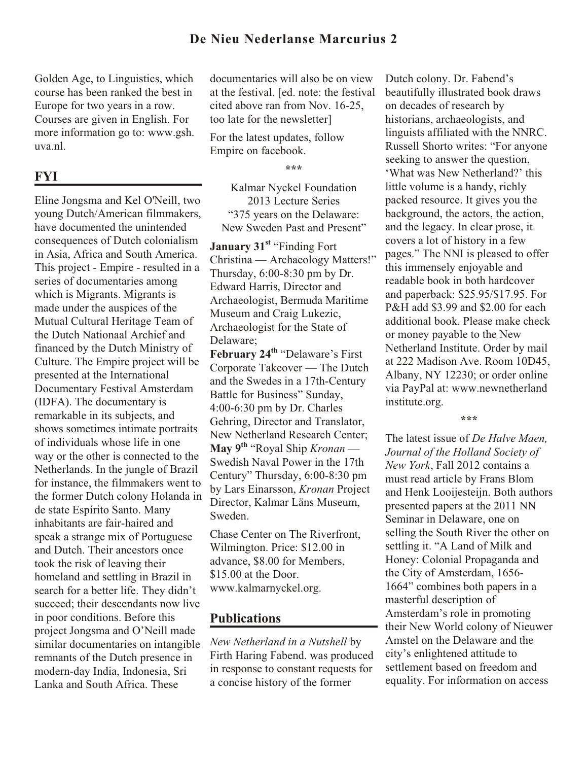Golden Age, to Linguistics, which course has been ranked the best in Europe for two years in a row. Courses are given in English. For more information go to: www.gsh.uva.nl.

## FYI

Eline Jongsma and Kel O'Neill, two young Dutch/American filmmakers, have documented the unintended consequences of Dutch colonialism in Asia, Africa and South America. This project - Empire - resulted in a series of documentaries among which is Migrants. Migrants is made under the auspices of the Mutual Cultural Heritage Team of the Dutch Nationaal Archief and financed by the Dutch Ministry of Culture. The Empire project will be presented at the International Documentary Festival Amsterdam (IDFA). The documentary is remarkable in its subjects, and shows sometimes intimate portraits of individuals whose life in one way or the other is connected to the Netherlands. In the jungle of Brazil for instance, the filmmakers went to the former Dutch colony Holanda in de state Espírito Santo. Many inhabitants are fair-haired and speak a strange mix of Portuguese and Dutch. Their ancestors once took the risk of leaving their homeland and settling in Brazil in search for a better life. They didn't succeed; their descendants now live in poor conditions. Before this project Jongsma and O'Neill made similar documentaries on intangible remnants of the Dutch presence in modern-day India, Indonesia, Sri Lanka and South Africa. These documentaries will also be on view at the festival. [ed. note: the festival cited above ran from Nov. 16-25, too late for the newsletter]

For the latest updates, follow Empire on facebook.

\*\*\*

Kalmar Nyckel Foundation
2013 Lecture Series
"375 years on the Delaware: New Sweden Past and Present"

**January 31st** "Finding Fort Christina — Archaeology Matters!" Thursday, 6:00-8:30 pm by Dr. Edward Harris, Director and Archaeologist, Bermuda Maritime Museum and Craig Lukezic, Archaeologist for the State of Delaware;
**February 24th** "Delaware's First Corporate Takeover — The Dutch and the Swedes in a 17th-Century Battle for Business" Sunday, 4:00-6:30 pm by Dr. Charles Gehring, Director and Translator, New Netherland Research Center;
**May 9th** "Royal Ship *Kronan* — Swedish Naval Power in the 17th Century" Thursday, 6:00-8:30 pm by Lars Einarsson, *Kronan* Project Director, Kalmar Läns Museum, Sweden.

Chase Center on The Riverfront, Wilmington. Price: $12.00 in advance, $8.00 for Members, $15.00 at the Door. www.kalmarnyckel.org.

## Publications

*New Netherland in a Nutshell* by Firth Haring Fabend. was produced in response to constant requests for a concise history of the former Dutch colony. Dr. Fabend's beautifully illustrated book draws on decades of research by historians, archaeologists, and linguists affiliated with the NNRC. Russell Shorto writes: "For anyone seeking to answer the question, 'What was New Netherland?' this little volume is a handy, richly packed resource. It gives you the background, the actors, the action, and the legacy. In clear prose, it covers a lot of history in a few pages." The NNI is pleased to offer this immensely enjoyable and readable book in both hardcover and paperback: $25.95/$17.95. For P&H add $3.99 and $2.00 for each additional book. Please make check or money payable to the New Netherland Institute. Order by mail at 222 Madison Ave. Room 10D45, Albany, NY 12230; or order online via PayPal at: www.newnetherland institute.org.

\*\*\*

The latest issue of *De Halve Maen, Journal of the Holland Society of New York*, Fall 2012 contains a must read article by Frans Blom and Henk Looijesteijn. Both authors presented papers at the 2011 NN Seminar in Delaware, one on selling the South River the other on settling it. "A Land of Milk and Honey: Colonial Propaganda and the City of Amsterdam, 1656-1664" combines both papers in a masterful description of Amsterdam's role in promoting their New World colony of Nieuwer Amstel on the Delaware and the city's enlightened attitude to settlement based on freedom and equality. For information on access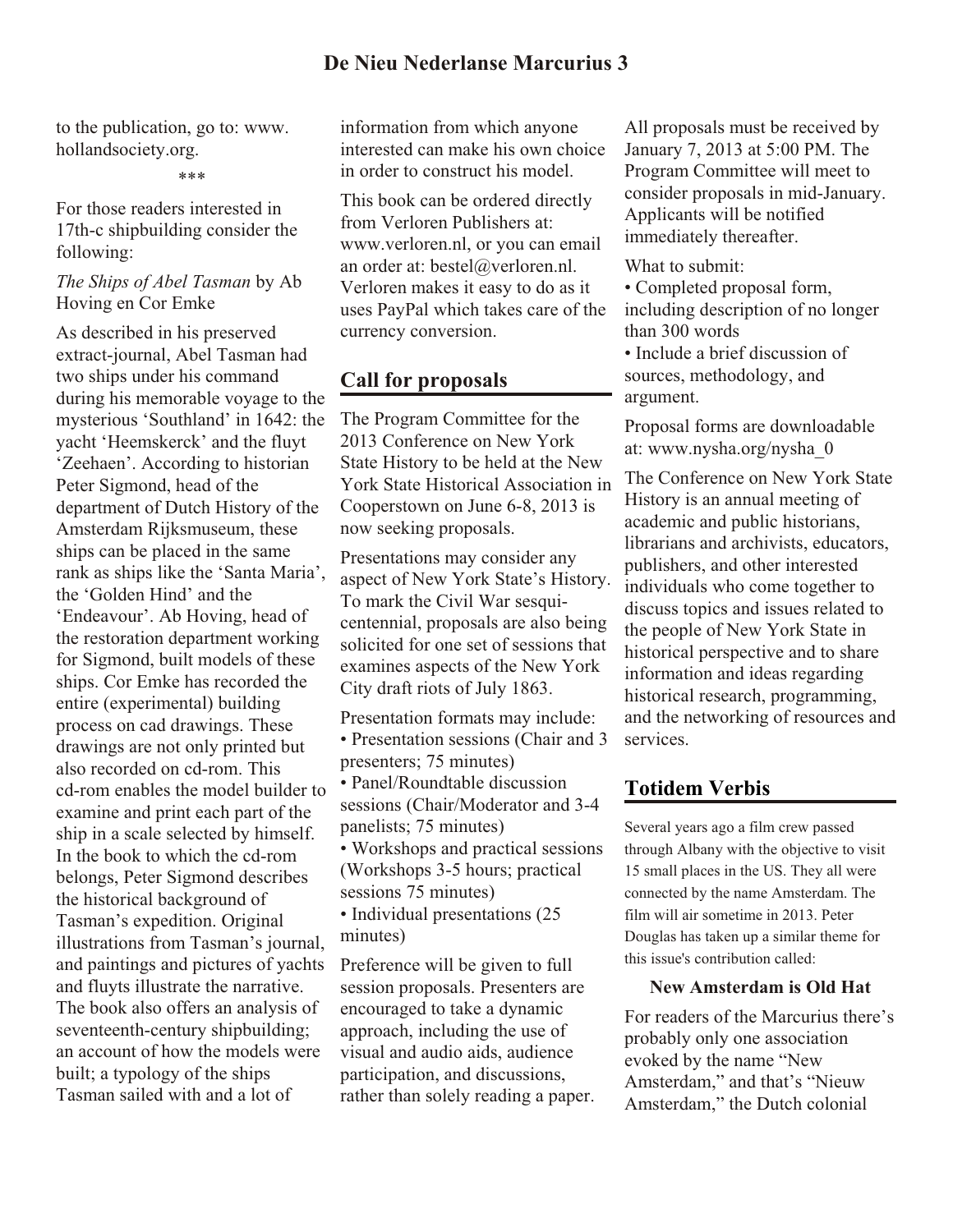to the publication, go to: www.hollandsociety.org.

\*\*\*

For those readers interested in 17th-c shipbuilding consider the following:

*The Ships of Abel Tasman* by Ab Hoving en Cor Emke

As described in his preserved extract-journal, Abel Tasman had two ships under his command during his memorable voyage to the mysterious 'Southland' in 1642: the yacht 'Heemskerck' and the fluyt 'Zeehaen'. According to historian Peter Sigmond, head of the department of Dutch History of the Amsterdam Rijksmuseum, these ships can be placed in the same rank as ships like the 'Santa Maria', the 'Golden Hind' and the 'Endeavour'. Ab Hoving, head of the restoration department working for Sigmond, built models of these ships. Cor Emke has recorded the entire (experimental) building process on cad drawings. These drawings are not only printed but also recorded on cd-rom. This cd-rom enables the model builder to examine and print each part of the ship in a scale selected by himself. In the book to which the cd-rom belongs, Peter Sigmond describes the historical background of Tasman's expedition. Original illustrations from Tasman's journal, and paintings and pictures of yachts and fluyts illustrate the narrative. The book also offers an analysis of seventeenth-century shipbuilding; an account of how the models were built; a typology of the ships Tasman sailed with and a lot of information from which anyone interested can make his own choice in order to construct his model.

This book can be ordered directly from Verloren Publishers at: www.verloren.nl, or you can email an order at: bestel@verloren.nl. Verloren makes it easy to do as it uses PayPal which takes care of the currency conversion.

## Call for proposals

The Program Committee for the 2013 Conference on New York State History to be held at the New York State Historical Association in Cooperstown on June 6-8, 2013 is now seeking proposals.

Presentations may consider any aspect of New York State's History. To mark the Civil War sesquicentennial, proposals are also being solicited for one set of sessions that examines aspects of the New York City draft riots of July 1863.

Presentation formats may include:

- Presentation sessions (Chair and 3 presenters; 75 minutes)
- Panel/Roundtable discussion sessions (Chair/Moderator and 3-4 panelists; 75 minutes)
- Workshops and practical sessions (Workshops 3-5 hours; practical sessions 75 minutes)
- Individual presentations (25 minutes)

Preference will be given to full session proposals. Presenters are encouraged to take a dynamic approach, including the use of visual and audio aids, audience participation, and discussions, rather than solely reading a paper.

All proposals must be received by January 7, 2013 at 5:00 PM. The Program Committee will meet to consider proposals in mid-January. Applicants will be notified immediately thereafter.

What to submit:

- Completed proposal form, including description of no longer than 300 words
- Include a brief discussion of sources, methodology, and argument.

Proposal forms are downloadable at: www.nysha.org/nysha_0

The Conference on New York State History is an annual meeting of academic and public historians, librarians and archivists, educators, publishers, and other interested individuals who come together to discuss topics and issues related to the people of New York State in historical perspective and to share information and ideas regarding historical research, programming, and the networking of resources and services.

## Totidem Verbis

Several years ago a film crew passed through Albany with the objective to visit 15 small places in the US. They all were connected by the name Amsterdam. The film will air sometime in 2013. Peter Douglas has taken up a similar theme for this issue's contribution called:

### New Amsterdam is Old Hat

For readers of the Marcurius there's probably only one association evoked by the name "New Amsterdam," and that's "Nieuw Amsterdam," the Dutch colonial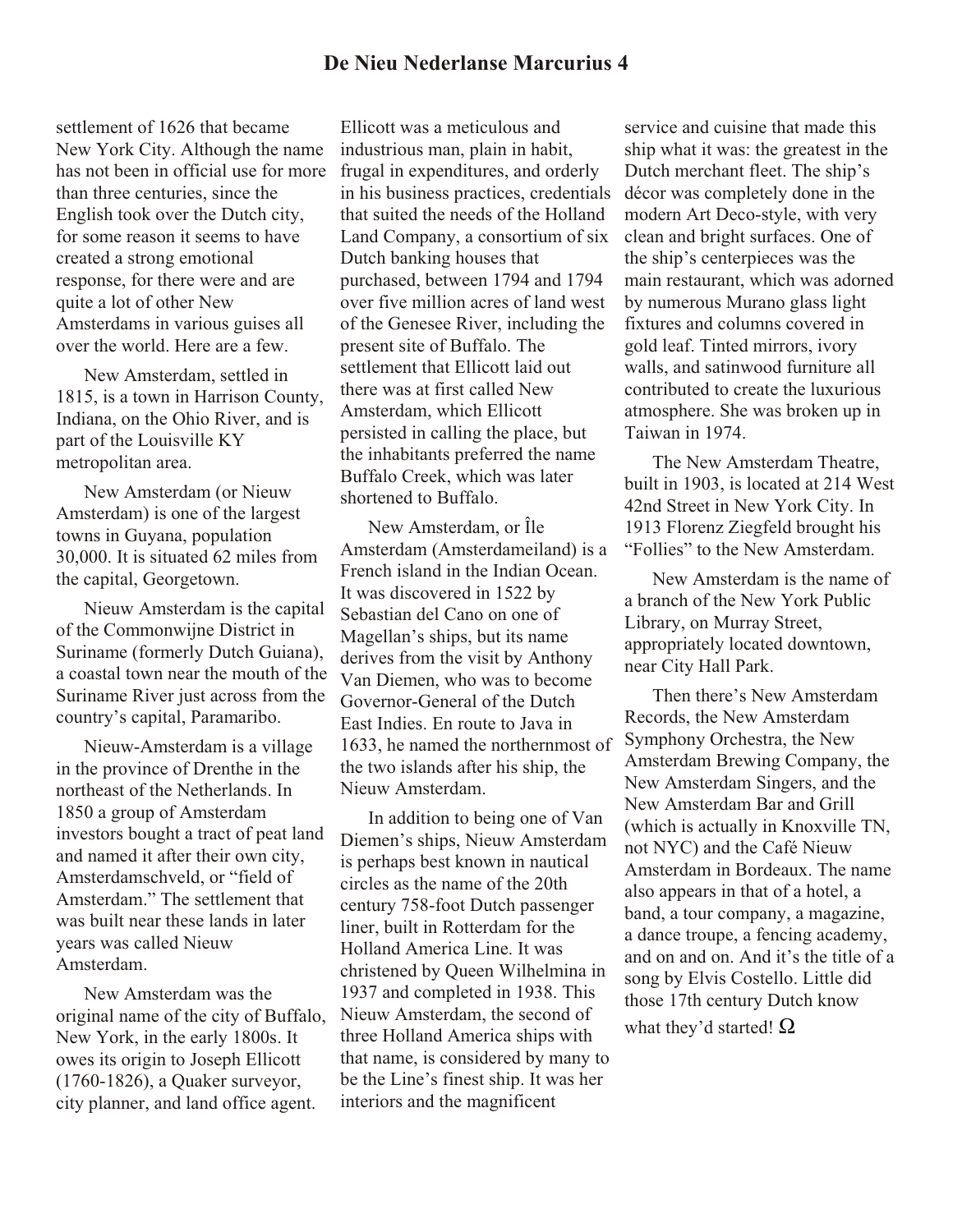settlement of 1626 that became New York City. Although the name has not been in official use for more than three centuries, since the English took over the Dutch city, for some reason it seems to have created a strong emotional response, for there were and are quite a lot of other New Amsterdams in various guises all over the world. Here are a few.

New Amsterdam, settled in 1815, is a town in Harrison County, Indiana, on the Ohio River, and is part of the Louisville KY metropolitan area.

New Amsterdam (or Nieuw Amsterdam) is one of the largest towns in Guyana, population 30,000. It is situated 62 miles from the capital, Georgetown.

Nieuw Amsterdam is the capital of the Commonwijne District in Suriname (formerly Dutch Guiana), a coastal town near the mouth of the Suriname River just across from the country's capital, Paramaribo.

Nieuw-Amsterdam is a village in the province of Drenthe in the northeast of the Netherlands. In 1850 a group of Amsterdam investors bought a tract of peat land and named it after their own city, Amsterdamschveld, or "field of Amsterdam." The settlement that was built near these lands in later years was called Nieuw Amsterdam.

New Amsterdam was the original name of the city of Buffalo, New York, in the early 1800s. It owes its origin to Joseph Ellicott (1760-1826), a Quaker surveyor, city planner, and land office agent. Ellicott was a meticulous and industrious man, plain in habit, frugal in expenditures, and orderly in his business practices, credentials that suited the needs of the Holland Land Company, a consortium of six Dutch banking houses that purchased, between 1794 and 1794 over five million acres of land west of the Genesee River, including the present site of Buffalo. The settlement that Ellicott laid out there was at first called New Amsterdam, which Ellicott persisted in calling the place, but the inhabitants preferred the name Buffalo Creek, which was later shortened to Buffalo.

New Amsterdam, or Île Amsterdam (Amsterdameiland) is a French island in the Indian Ocean. It was discovered in 1522 by Sebastian del Cano on one of Magellan's ships, but its name derives from the visit by Anthony Van Diemen, who was to become Governor-General of the Dutch East Indies. En route to Java in 1633, he named the northernmost of the two islands after his ship, the Nieuw Amsterdam.

In addition to being one of Van Diemen's ships, Nieuw Amsterdam is perhaps best known in nautical circles as the name of the 20th century 758-foot Dutch passenger liner, built in Rotterdam for the Holland America Line. It was christened by Queen Wilhelmina in 1937 and completed in 1938. This Nieuw Amsterdam, the second of three Holland America ships with that name, is considered by many to be the Line's finest ship. It was her interiors and the magnificent service and cuisine that made this ship what it was: the greatest in the Dutch merchant fleet. The ship's décor was completely done in the modern Art Deco-style, with very clean and bright surfaces. One of the ship's centerpieces was the main restaurant, which was adorned by numerous Murano glass light fixtures and columns covered in gold leaf. Tinted mirrors, ivory walls, and satinwood furniture all contributed to create the luxurious atmosphere. She was broken up in Taiwan in 1974.

The New Amsterdam Theatre, built in 1903, is located at 214 West 42nd Street in New York City. In 1913 Florenz Ziegfeld brought his "Follies" to the New Amsterdam.

New Amsterdam is the name of a branch of the New York Public Library, on Murray Street, appropriately located downtown, near City Hall Park.

Then there's New Amsterdam Records, the New Amsterdam Symphony Orchestra, the New Amsterdam Brewing Company, the New Amsterdam Singers, and the New Amsterdam Bar and Grill (which is actually in Knoxville TN, not NYC) and the Café Nieuw Amsterdam in Bordeaux. The name also appears in that of a hotel, a band, a tour company, a magazine, a dance troupe, a fencing academy, and on and on. And it's the title of a song by Elvis Costello. Little did those 17th century Dutch know what they'd started! Ω